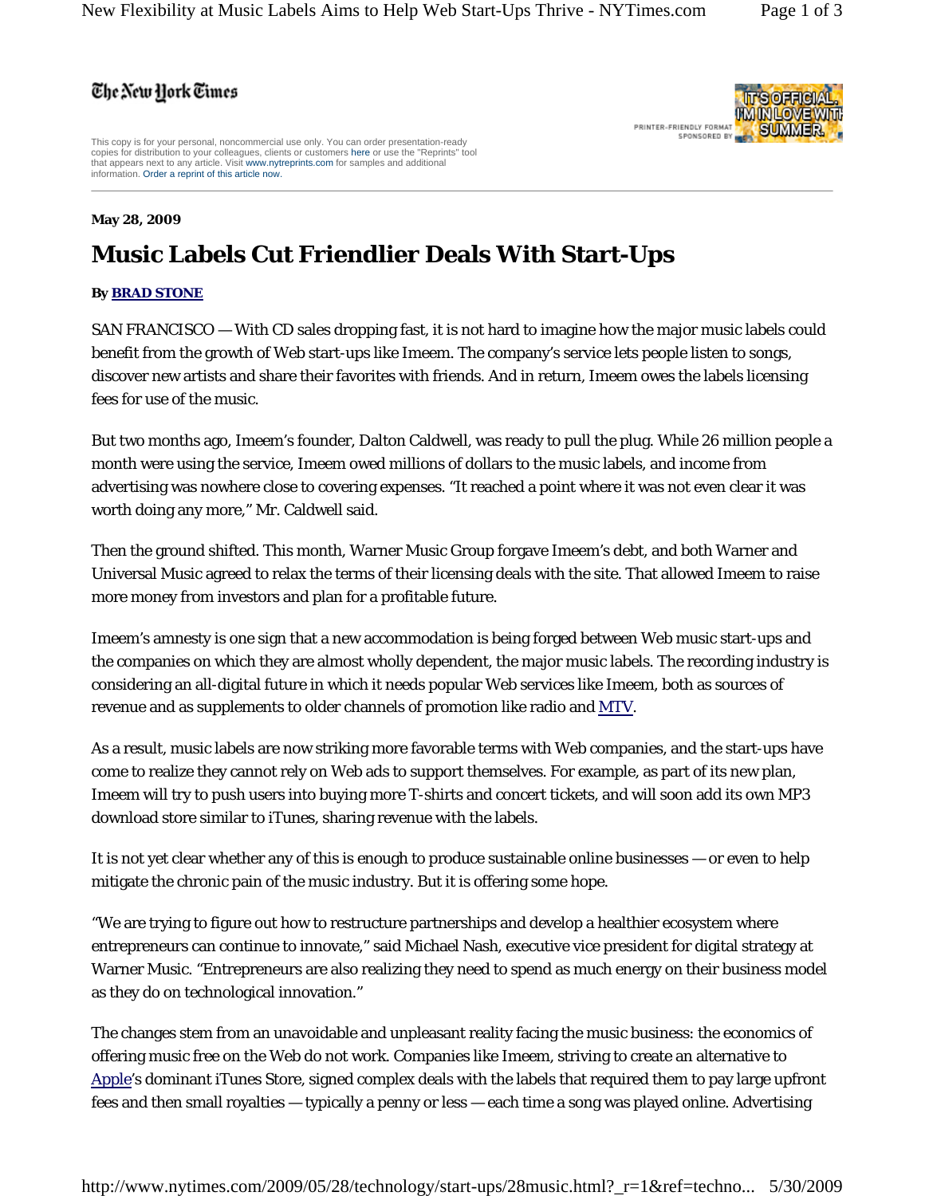The New York Times

This copy is for your personal, noncommercial use only. You can order presentation-ready copies for distribution to your colleagues, clients or customers here or use the "Reprints" tool that appears next to any article. Visit www.nytreprints.com for samples and additional information. Order a reprint of this article now.

PRINTER-FRIENDLY FORMAT SPONSORED BY

**May 28, 2009**

# Music Labels Cut Friendlier Deals With Start-Ups

**By BRAD STONE**

SAN FRANCISCO — With CD sales dropping fast, it is not hard to imagine how the major music labels could benefit from the growth of Web start-ups like Imeem. The company's service lets people listen to songs, discover new artists and share their favorites with friends. And in return, Imeem owes the labels licensing fees for use of the music.

But two months ago, Imeem's founder, Dalton Caldwell, was ready to pull the plug. While 26 million people a month were using the service, Imeem owed millions of dollars to the music labels, and income from advertising was nowhere close to covering expenses. "It reached a point where it was not even clear it was worth doing any more," Mr. Caldwell said.

Then the ground shifted. This month, Warner Music Group forgave Imeem's debt, and both Warner and Universal Music agreed to relax the terms of their licensing deals with the site. That allowed Imeem to raise more money from investors and plan for a profitable future.

Imeem's amnesty is one sign that a new accommodation is being forged between Web music start-ups and the companies on which they are almost wholly dependent, the major music labels. The recording industry is considering an all-digital future in which it needs popular Web services like Imeem, both as sources of revenue and as supplements to older channels of promotion like radio and MTV.

As a result, music labels are now striking more favorable terms with Web companies, and the start-ups have come to realize they cannot rely on Web ads to support themselves. For example, as part of its new plan, Imeem will try to push users into buying more T-shirts and concert tickets, and will soon add its own MP3 download store similar to iTunes, sharing revenue with the labels.

It is not yet clear whether any of this is enough to produce sustainable online businesses — or even to help mitigate the chronic pain of the music industry. But it is offering some hope.

"We are trying to figure out how to restructure partnerships and develop a healthier ecosystem where entrepreneurs can continue to innovate," said Michael Nash, executive vice president for digital strategy at Warner Music. "Entrepreneurs are also realizing they need to spend as much energy on their business model as they do on technological innovation."

The changes stem from an unavoidable and unpleasant reality facing the music business: the economics of offering music free on the Web do not work. Companies like Imeem, striving to create an alternative to Apple's dominant iTunes Store, signed complex deals with the labels that required them to pay large upfront fees and then small royalties — typically a penny or less — each time a song was played online. Advertising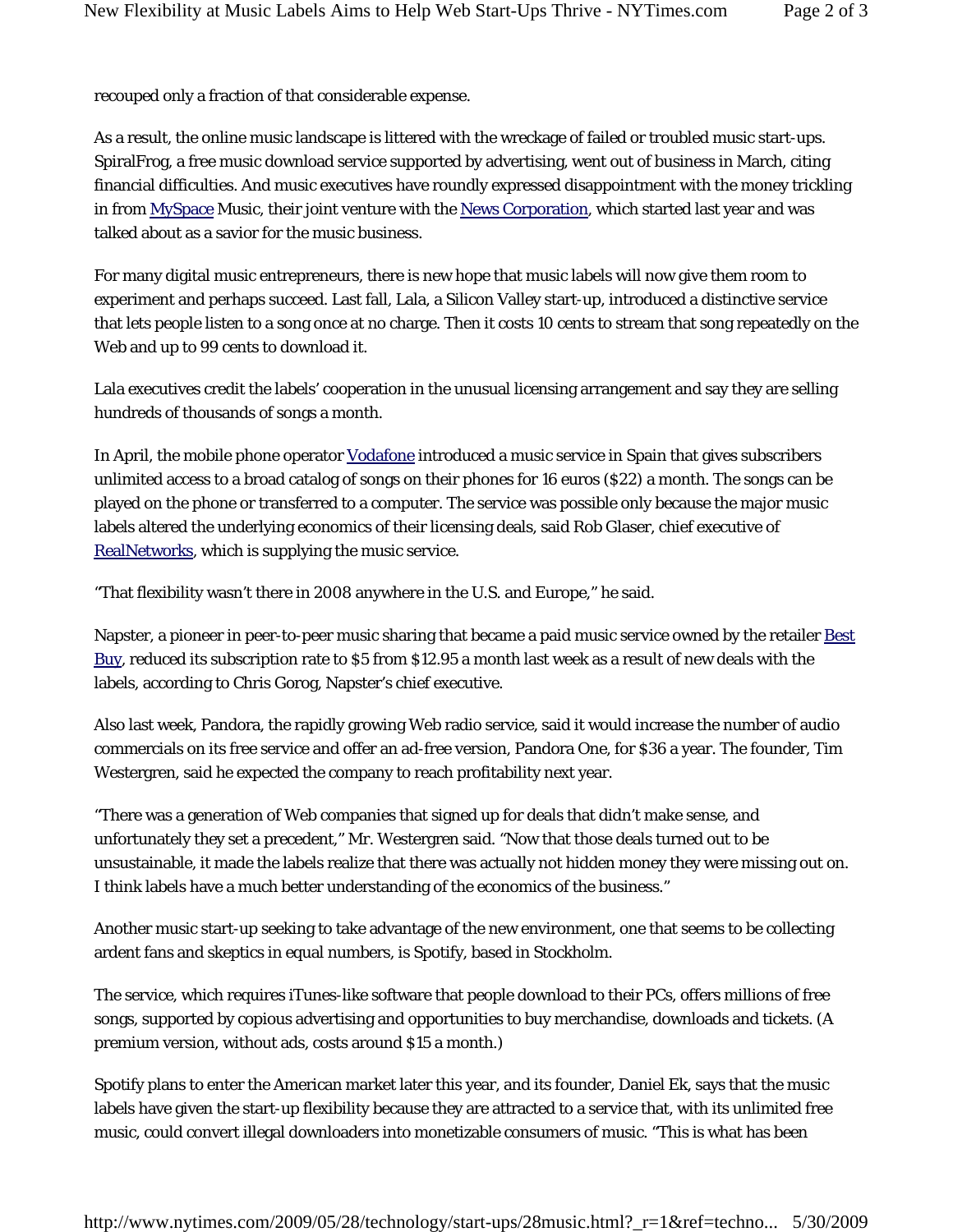recouped only a fraction of that considerable expense.

As a result, the online music landscape is littered with the wreckage of failed or troubled music start-ups. SpiralFrog, a free music download service supported by advertising, went out of business in March, citing financial difficulties. And music executives have roundly expressed disappointment with the money trickling in from MySpace Music, their joint venture with the News Corporation, which started last year and was talked about as a savior for the music business.

For many digital music entrepreneurs, there is new hope that music labels will now give them room to experiment and perhaps succeed. Last fall, Lala, a Silicon Valley start-up, introduced a distinctive service that lets people listen to a song once at no charge. Then it costs 10 cents to stream that song repeatedly on the Web and up to 99 cents to download it.

Lala executives credit the labels' cooperation in the unusual licensing arrangement and say they are selling hundreds of thousands of songs a month.

In April, the mobile phone operator Vodafone introduced a music service in Spain that gives subscribers unlimited access to a broad catalog of songs on their phones for 16 euros ($22) a month. The songs can be played on the phone or transferred to a computer. The service was possible only because the major music labels altered the underlying economics of their licensing deals, said Rob Glaser, chief executive of RealNetworks, which is supplying the music service.

"That flexibility wasn't there in 2008 anywhere in the U.S. and Europe," he said.

Napster, a pioneer in peer-to-peer music sharing that became a paid music service owned by the retailer Best Buy, reduced its subscription rate to $5 from $12.95 a month last week as a result of new deals with the labels, according to Chris Gorog, Napster's chief executive.

Also last week, Pandora, the rapidly growing Web radio service, said it would increase the number of audio commercials on its free service and offer an ad-free version, Pandora One, for $36 a year. The founder, Tim Westergren, said he expected the company to reach profitability next year.

"There was a generation of Web companies that signed up for deals that didn't make sense, and unfortunately they set a precedent," Mr. Westergren said. "Now that those deals turned out to be unsustainable, it made the labels realize that there was actually not hidden money they were missing out on. I think labels have a much better understanding of the economics of the business."

Another music start-up seeking to take advantage of the new environment, one that seems to be collecting ardent fans and skeptics in equal numbers, is Spotify, based in Stockholm.

The service, which requires iTunes-like software that people download to their PCs, offers millions of free songs, supported by copious advertising and opportunities to buy merchandise, downloads and tickets. (A premium version, without ads, costs around $15 a month.)

Spotify plans to enter the American market later this year, and its founder, Daniel Ek, says that the music labels have given the start-up flexibility because they are attracted to a service that, with its unlimited free music, could convert illegal downloaders into monetizable consumers of music. "This is what has been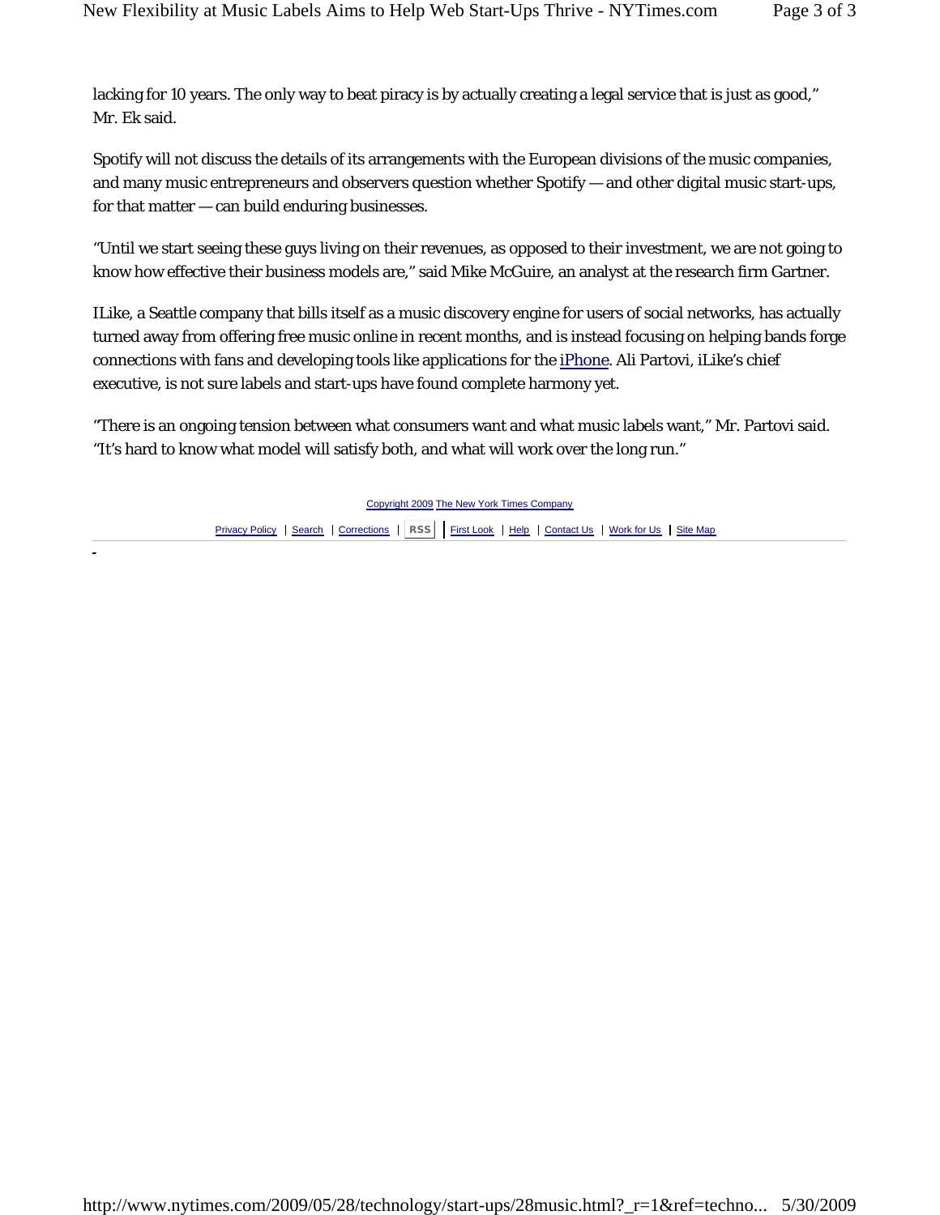lacking for 10 years. The only way to beat piracy is by actually creating a legal service that is just as good," Mr. Ek said.

Spotify will not discuss the details of its arrangements with the European divisions of the music companies, and many music entrepreneurs and observers question whether Spotify — and other digital music start-ups, for that matter — can build enduring businesses.

"Until we start seeing these guys living on their revenues, as opposed to their investment, we are not going to know how effective their business models are," said Mike McGuire, an analyst at the research firm Gartner.

ILike, a Seattle company that bills itself as a music discovery engine for users of social networks, has actually turned away from offering free music online in recent months, and is instead focusing on helping bands forge connections with fans and developing tools like applications for the iPhone. Ali Partovi, iLike's chief executive, is not sure labels and start-ups have found complete harmony yet.

"There is an ongoing tension between what consumers want and what music labels want," Mr. Partovi said. "It's hard to know what model will satisfy both, and what will work over the long run."

Copyright 2009 The New York Times Company

Privacy Policy | Search | Corrections | RSS | First Look | Help | Contact Us | Work for Us | Site Map